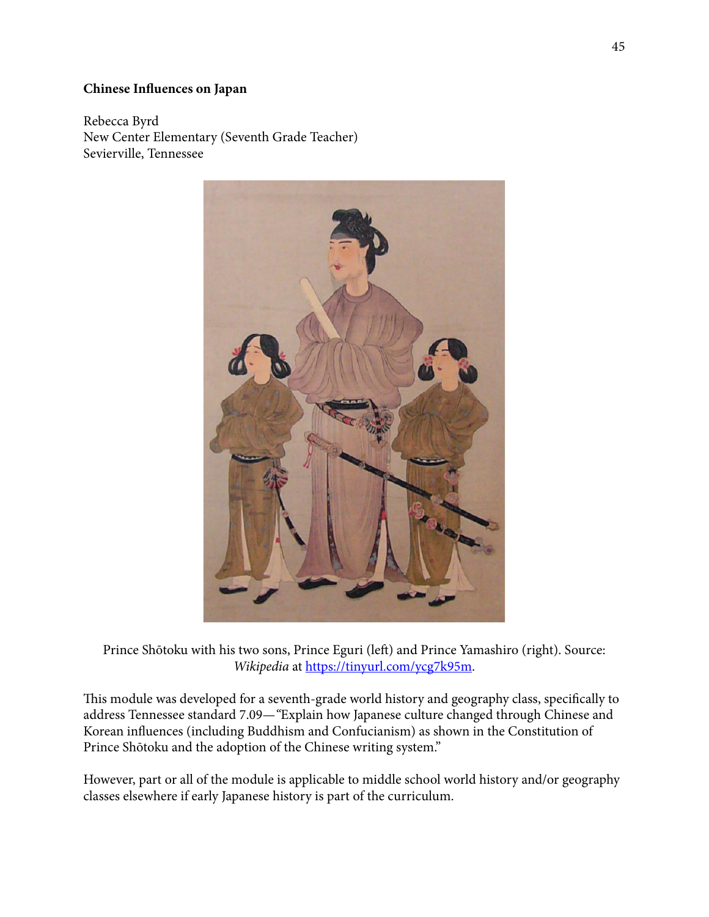**Chinese Influences on Japan**

Rebecca Byrd
New Center Elementary (Seventh Grade Teacher)
Sevierville, Tennessee

Prince Shōtoku with his two sons, Prince Eguri (left) and Prince Yamashiro (right). Source: *Wikipedia* at https://tinyurl.com/ycg7k95m.

This module was developed for a seventh-grade world history and geography class, specifically to address Tennessee standard 7.09—"Explain how Japanese culture changed through Chinese and Korean influences (including Buddhism and Confucianism) as shown in the Constitution of Prince Shōtoku and the adoption of the Chinese writing system."

However, part or all of the module is applicable to middle school world history and/or geography classes elsewhere if early Japanese history is part of the curriculum.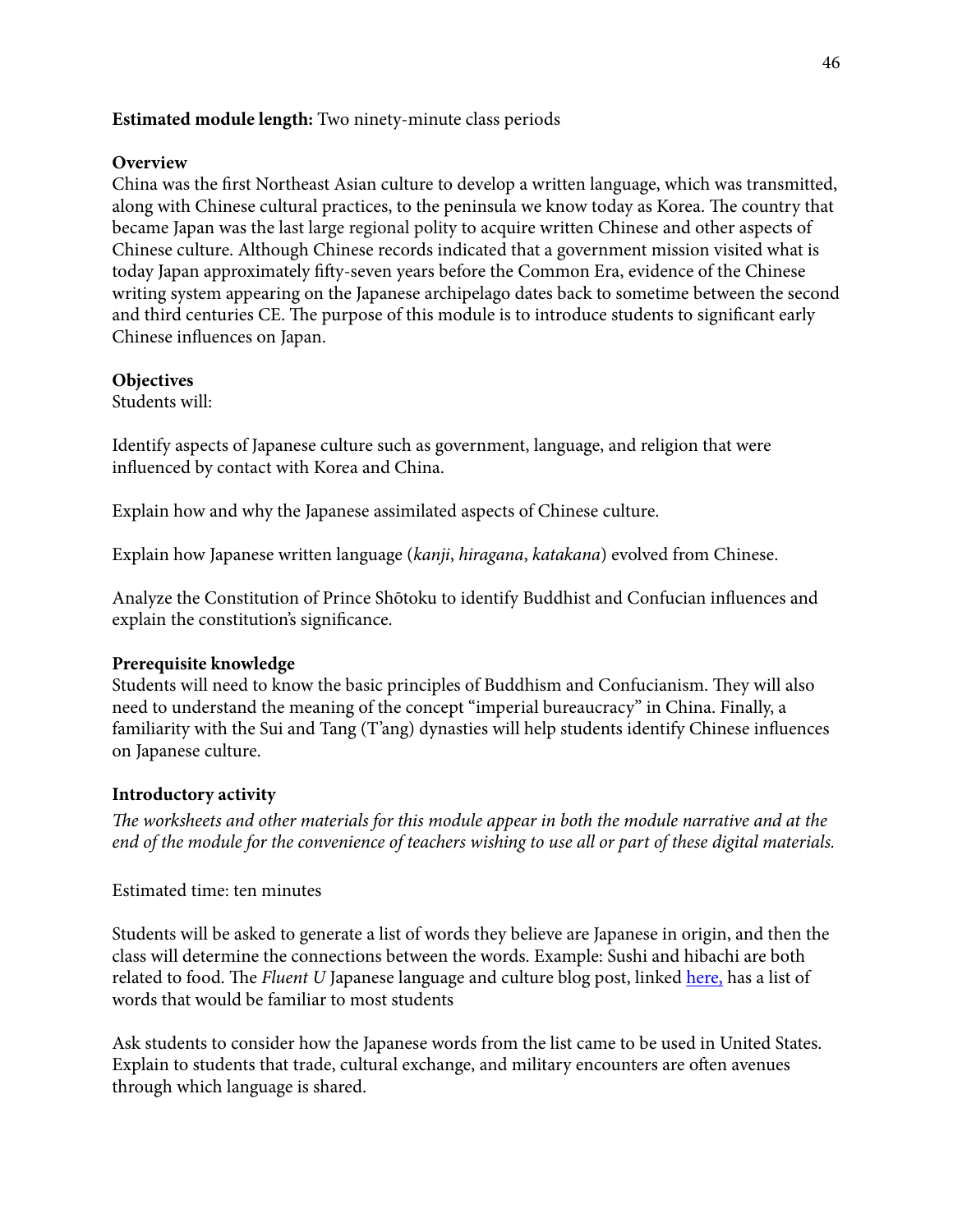**Estimated module length:** Two ninety-minute class periods

**Overview**

China was the first Northeast Asian culture to develop a written language, which was transmitted, along with Chinese cultural practices, to the peninsula we know today as Korea. The country that became Japan was the last large regional polity to acquire written Chinese and other aspects of Chinese culture. Although Chinese records indicated that a government mission visited what is today Japan approximately fifty-seven years before the Common Era, evidence of the Chinese writing system appearing on the Japanese archipelago dates back to sometime between the second and third centuries CE. The purpose of this module is to introduce students to significant early Chinese influences on Japan.

**Objectives**

Students will:

Identify aspects of Japanese culture such as government, language, and religion that were influenced by contact with Korea and China.

Explain how and why the Japanese assimilated aspects of Chinese culture.

Explain how Japanese written language (*kanji*, *hiragana*, *katakana*) evolved from Chinese.

Analyze the Constitution of Prince Shōtoku to identify Buddhist and Confucian influences and explain the constitution's significance.

**Prerequisite knowledge**

Students will need to know the basic principles of Buddhism and Confucianism. They will also need to understand the meaning of the concept "imperial bureaucracy" in China. Finally, a familiarity with the Sui and Tang (T'ang) dynasties will help students identify Chinese influences on Japanese culture.

**Introductory activity**

*The worksheets and other materials for this module appear in both the module narrative and at the end of the module for the convenience of teachers wishing to use all or part of these digital materials.*

Estimated time: ten minutes

Students will be asked to generate a list of words they believe are Japanese in origin, and then the class will determine the connections between the words. Example: Sushi and hibachi are both related to food. The *Fluent U* Japanese language and culture blog post, linked here, has a list of words that would be familiar to most students

Ask students to consider how the Japanese words from the list came to be used in United States. Explain to students that trade, cultural exchange, and military encounters are often avenues through which language is shared.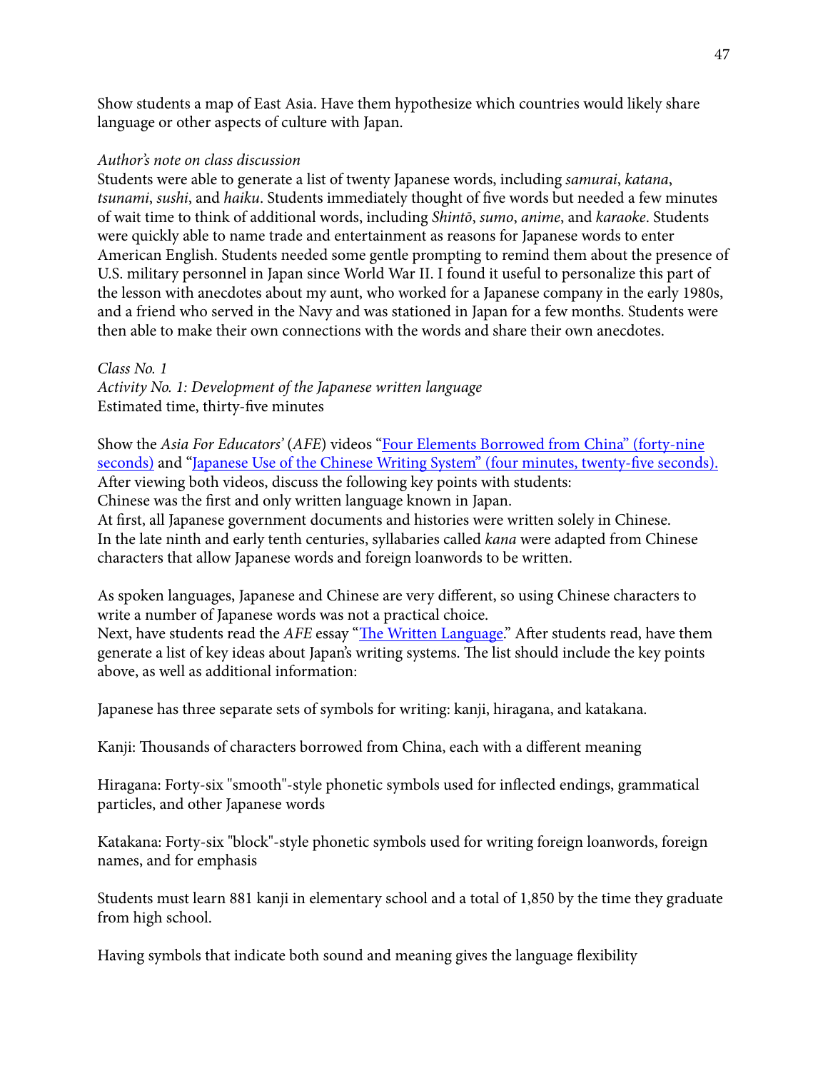Show students a map of East Asia. Have them hypothesize which countries would likely share language or other aspects of culture with Japan.

*Author's note on class discussion*
Students were able to generate a list of twenty Japanese words, including *samurai*, *katana*, *tsunami*, *sushi*, and *haiku*. Students immediately thought of five words but needed a few minutes of wait time to think of additional words, including *Shintō*, *sumo*, *anime*, and *karaoke*. Students were quickly able to name trade and entertainment as reasons for Japanese words to enter American English. Students needed some gentle prompting to remind them about the presence of U.S. military personnel in Japan since World War II. I found it useful to personalize this part of the lesson with anecdotes about my aunt, who worked for a Japanese company in the early 1980s, and a friend who served in the Navy and was stationed in Japan for a few months. Students were then able to make their own connections with the words and share their own anecdotes.

*Class No. 1*
*Activity No. 1: Development of the Japanese written language*
Estimated time, thirty-five minutes

Show the *Asia For Educators'* (*AFE*) videos "Four Elements Borrowed from China" (forty-nine seconds) and "Japanese Use of the Chinese Writing System" (four minutes, twenty-five seconds).
After viewing both videos, discuss the following key points with students:
Chinese was the first and only written language known in Japan.
At first, all Japanese government documents and histories were written solely in Chinese.
In the late ninth and early tenth centuries, syllabaries called *kana* were adapted from Chinese characters that allow Japanese words and foreign loanwords to be written.

As spoken languages, Japanese and Chinese are very different, so using Chinese characters to write a number of Japanese words was not a practical choice.
Next, have students read the *AFE* essay "The Written Language." After students read, have them generate a list of key ideas about Japan's writing systems. The list should include the key points above, as well as additional information:

Japanese has three separate sets of symbols for writing: kanji, hiragana, and katakana.

Kanji: Thousands of characters borrowed from China, each with a different meaning

Hiragana: Forty-six "smooth"-style phonetic symbols used for inflected endings, grammatical particles, and other Japanese words

Katakana: Forty-six "block"-style phonetic symbols used for writing foreign loanwords, foreign names, and for emphasis

Students must learn 881 kanji in elementary school and a total of 1,850 by the time they graduate from high school.

Having symbols that indicate both sound and meaning gives the language flexibility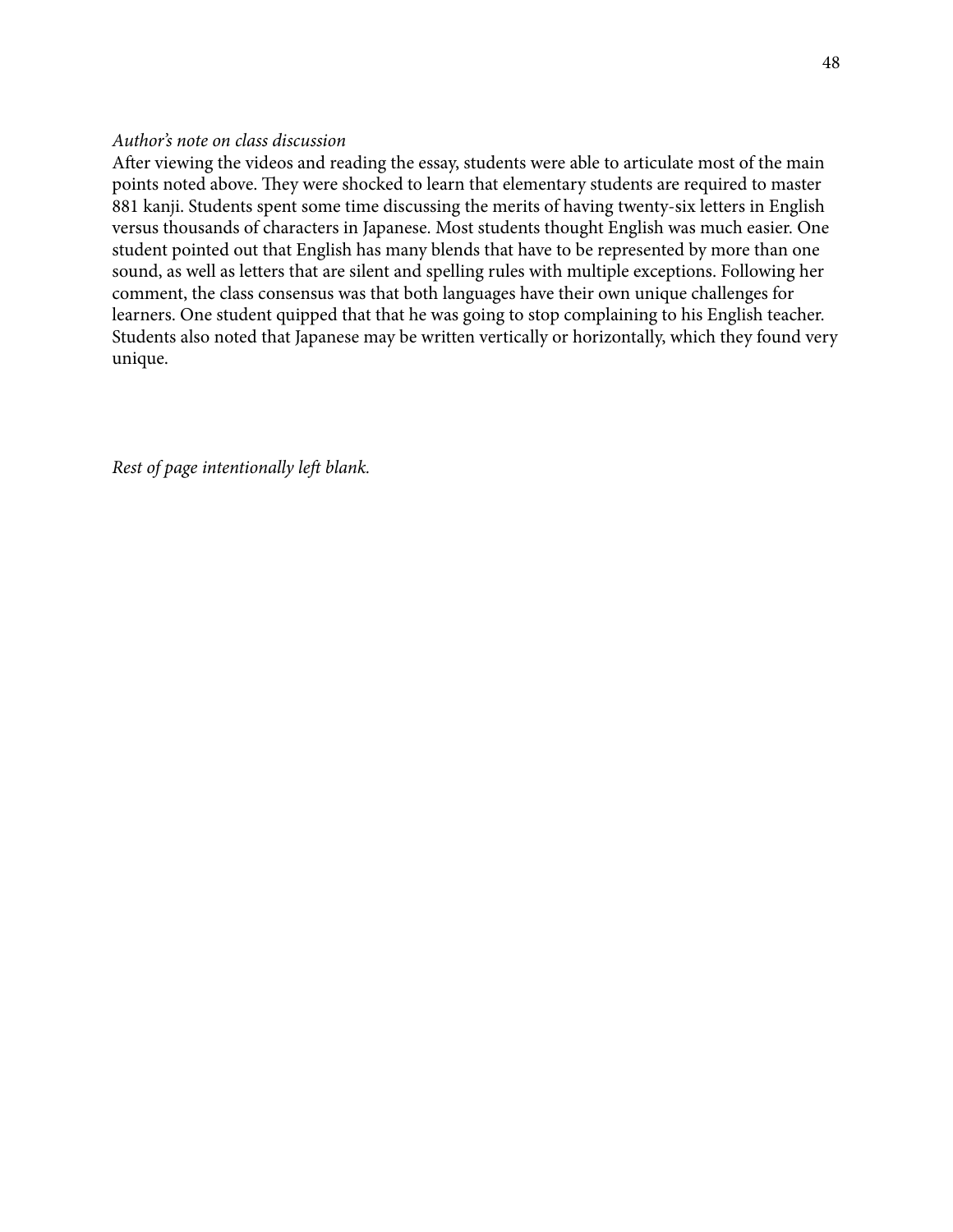*Author's note on class discussion*

After viewing the videos and reading the essay, students were able to articulate most of the main points noted above. They were shocked to learn that elementary students are required to master 881 kanji. Students spent some time discussing the merits of having twenty-six letters in English versus thousands of characters in Japanese. Most students thought English was much easier. One student pointed out that English has many blends that have to be represented by more than one sound, as well as letters that are silent and spelling rules with multiple exceptions. Following her comment, the class consensus was that both languages have their own unique challenges for learners. One student quipped that that he was going to stop complaining to his English teacher. Students also noted that Japanese may be written vertically or horizontally, which they found very unique.

*Rest of page intentionally left blank.*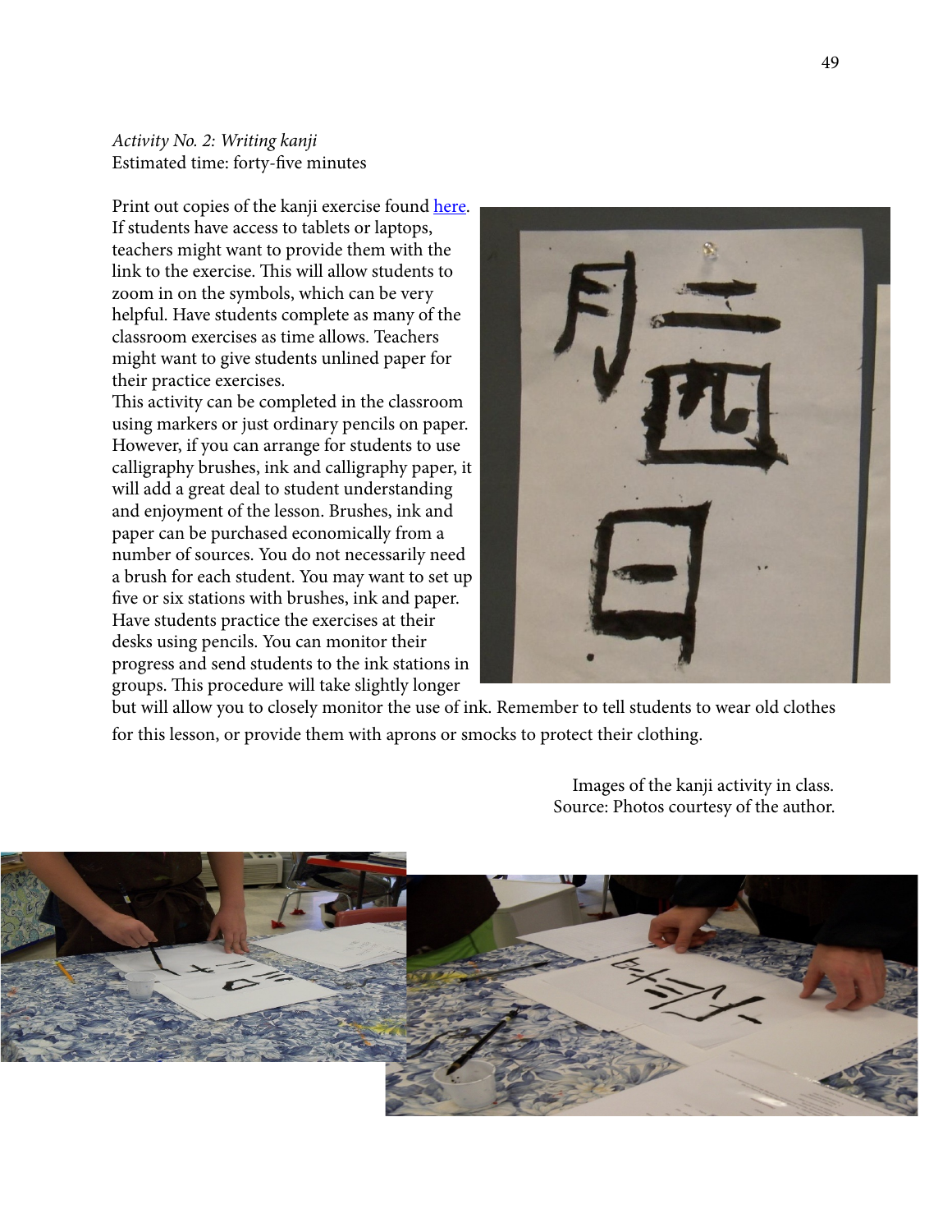*Activity No. 2: Writing kanji*
Estimated time: forty-five minutes

Print out copies of the kanji exercise found [here](). If students have access to tablets or laptops, teachers might want to provide them with the link to the exercise. This will allow students to zoom in on the symbols, which can be very helpful. Have students complete as many of the classroom exercises as time allows. Teachers might want to give students unlined paper for their practice exercises.

This activity can be completed in the classroom using markers or just ordinary pencils on paper. However, if you can arrange for students to use calligraphy brushes, ink and calligraphy paper, it will add a great deal to student understanding and enjoyment of the lesson. Brushes, ink and paper can be purchased economically from a number of sources. You do not necessarily need a brush for each student. You may want to set up five or six stations with brushes, ink and paper. Have students practice the exercises at their desks using pencils. You can monitor their progress and send students to the ink stations in groups. This procedure will take slightly longer but will allow you to closely monitor the use of ink. Remember to tell students to wear old clothes for this lesson, or provide them with aprons or smocks to protect their clothing.

Images of the kanji activity in class.
Source: Photos courtesy of the author.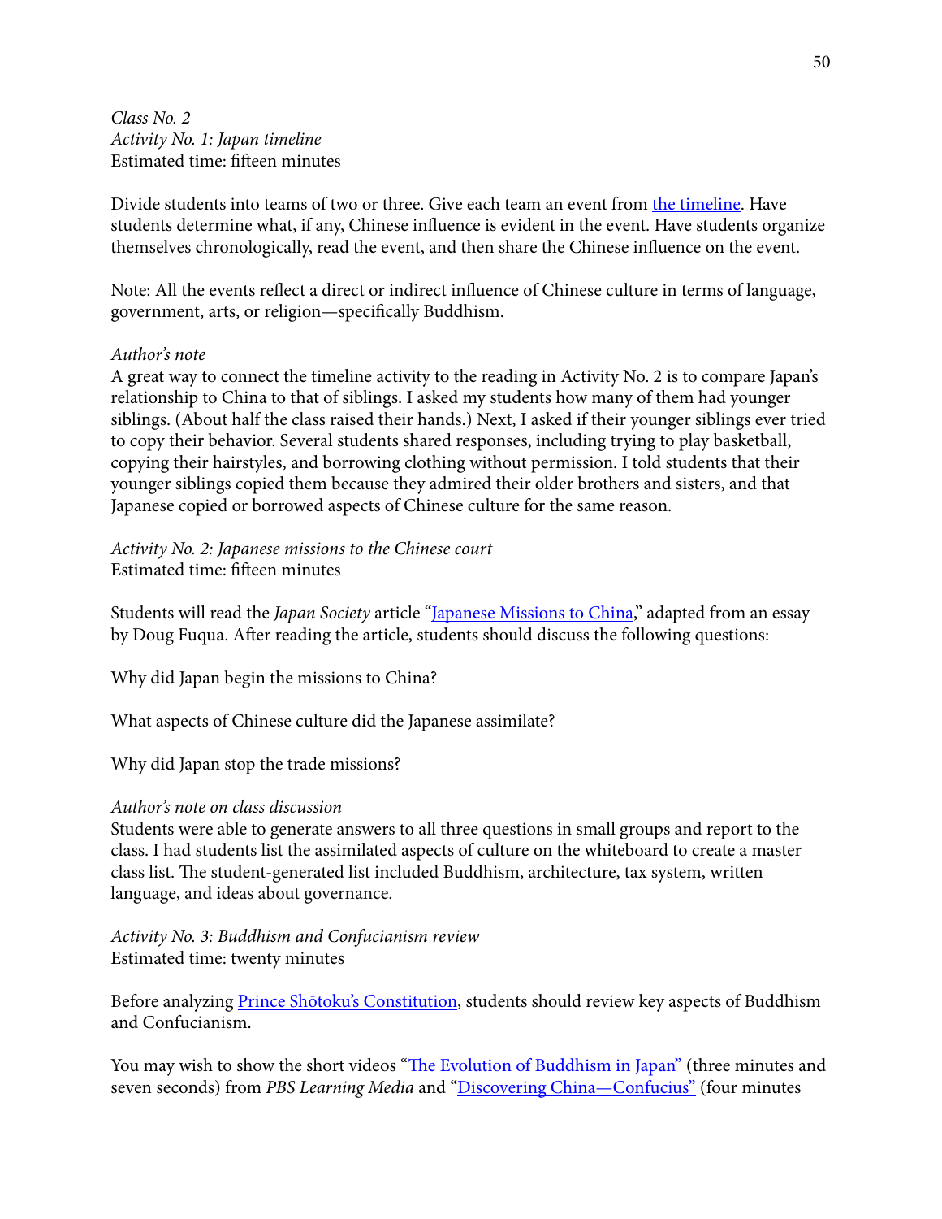*Class No. 2*
*Activity No. 1: Japan timeline*
Estimated time: fifteen minutes

Divide students into teams of two or three. Give each team an event from [the timeline](). Have students determine what, if any, Chinese influence is evident in the event. Have students organize themselves chronologically, read the event, and then share the Chinese influence on the event.

Note: All the events reflect a direct or indirect influence of Chinese culture in terms of language, government, arts, or religion—specifically Buddhism.

*Author's note*
A great way to connect the timeline activity to the reading in Activity No. 2 is to compare Japan's relationship to China to that of siblings. I asked my students how many of them had younger siblings. (About half the class raised their hands.) Next, I asked if their younger siblings ever tried to copy their behavior. Several students shared responses, including trying to play basketball, copying their hairstyles, and borrowing clothing without permission. I told students that their younger siblings copied them because they admired their older brothers and sisters, and that Japanese copied or borrowed aspects of Chinese culture for the same reason.

*Activity No. 2: Japanese missions to the Chinese court*
Estimated time: fifteen minutes

Students will read the *Japan Society* article "[Japanese Missions to China]()," adapted from an essay by Doug Fuqua. After reading the article, students should discuss the following questions:

Why did Japan begin the missions to China?

What aspects of Chinese culture did the Japanese assimilate?

Why did Japan stop the trade missions?

*Author's note on class discussion*
Students were able to generate answers to all three questions in small groups and report to the class. I had students list the assimilated aspects of culture on the whiteboard to create a master class list. The student-generated list included Buddhism, architecture, tax system, written language, and ideas about governance.

*Activity No. 3: Buddhism and Confucianism review*
Estimated time: twenty minutes

Before analyzing [Prince Shōtoku's Constitution](), students should review key aspects of Buddhism and Confucianism.

You may wish to show the short videos "[The Evolution of Buddhism in Japan]()" (three minutes and seven seconds) from *PBS Learning Media* and "[Discovering China—Confucius]()" (four minutes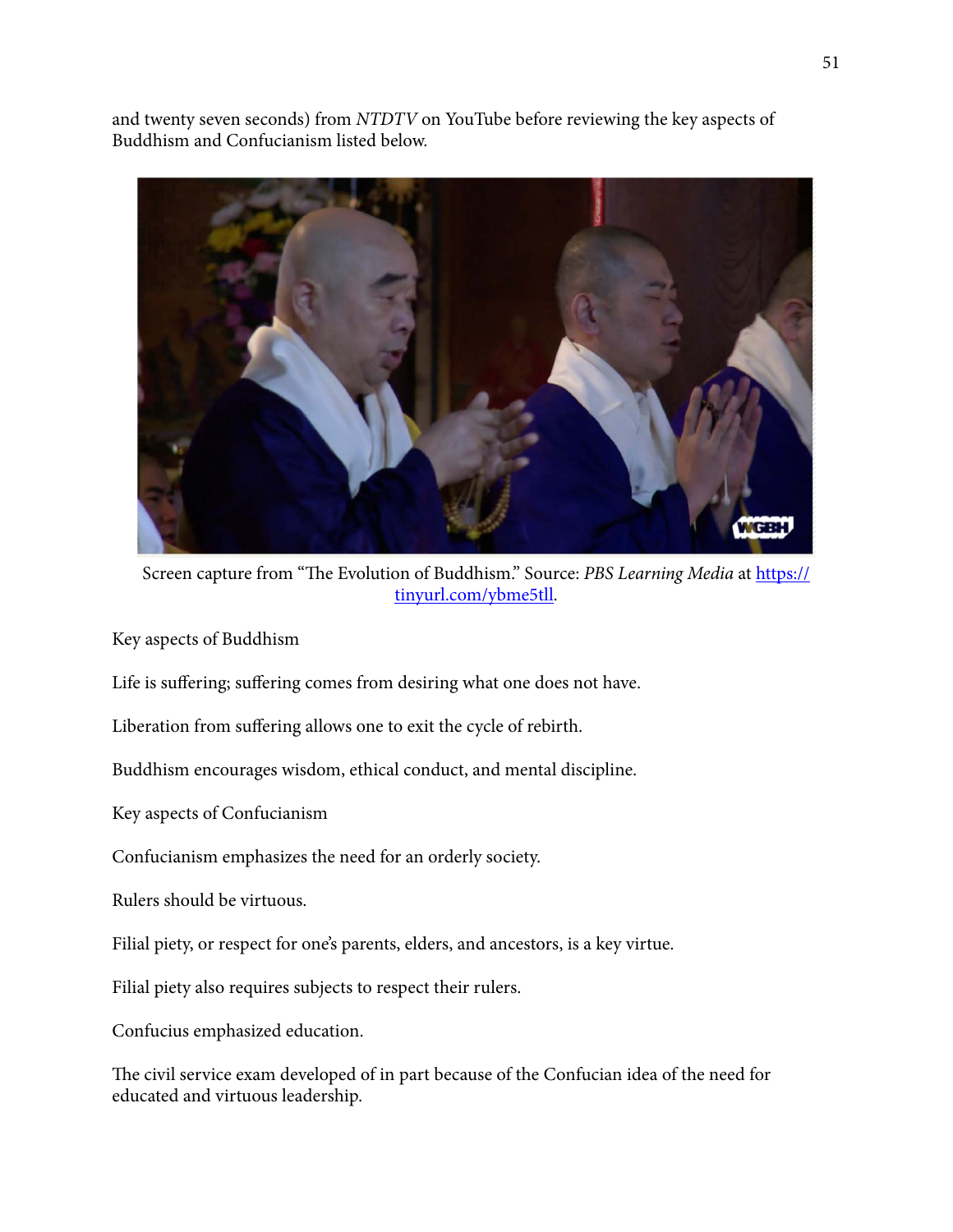and twenty seven seconds) from *NTDTV* on YouTube before reviewing the key aspects of Buddhism and Confucianism listed below.

Screen capture from "The Evolution of Buddhism." Source: *PBS Learning Media* at [https://tinyurl.com/ybme5tll](https://tinyurl.com/ybme5tll).

Key aspects of Buddhism

Life is suffering; suffering comes from desiring what one does not have.

Liberation from suffering allows one to exit the cycle of rebirth.

Buddhism encourages wisdom, ethical conduct, and mental discipline.

Key aspects of Confucianism

Confucianism emphasizes the need for an orderly society.

Rulers should be virtuous.

Filial piety, or respect for one's parents, elders, and ancestors, is a key virtue.

Filial piety also requires subjects to respect their rulers.

Confucius emphasized education.

The civil service exam developed of in part because of the Confucian idea of the need for educated and virtuous leadership.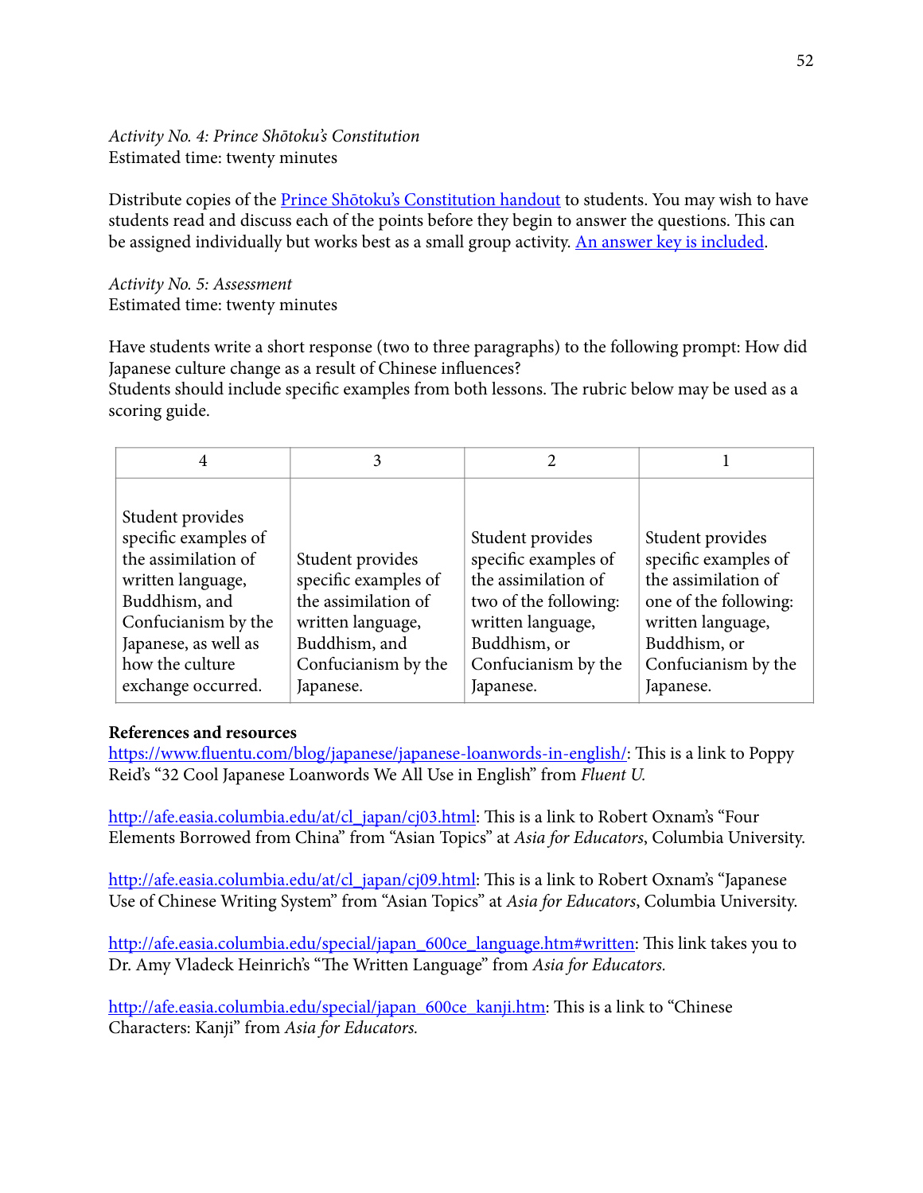*Activity No. 4: Prince Shōtoku's Constitution*
Estimated time: twenty minutes

Distribute copies of the [Prince Shōtoku's Constitution handout] to students. You may wish to have students read and discuss each of the points before they begin to answer the questions. This can be assigned individually but works best as a small group activity. [An answer key is included].

*Activity No. 5: Assessment*
Estimated time: twenty minutes

Have students write a short response (two to three paragraphs) to the following prompt: How did Japanese culture change as a result of Chinese influences?
Students should include specific examples from both lessons. The rubric below may be used as a scoring guide.

| 4 | 3 | 2 | 1 |
|---|---|---|---|
| Student provides specific examples of the assimilation of written language, Buddhism, and Confucianism by the Japanese, as well as how the culture exchange occurred. | Student provides specific examples of the assimilation of written language, Buddhism, and Confucianism by the Japanese. | Student provides specific examples of the assimilation of two of the following: written language, Buddhism, or Confucianism by the Japanese. | Student provides specific examples of the assimilation of one of the following: written language, Buddhism, or Confucianism by the Japanese. |

**References and resources**

https://www.fluentu.com/blog/japanese/japanese-loanwords-in-english/: This is a link to Poppy Reid's "32 Cool Japanese Loanwords We All Use in English" from *Fluent U.*

http://afe.easia.columbia.edu/at/cl_japan/cj03.html: This is a link to Robert Oxnam's "Four Elements Borrowed from China" from "Asian Topics" at *Asia for Educators*, Columbia University.

http://afe.easia.columbia.edu/at/cl_japan/cj09.html: This is a link to Robert Oxnam's "Japanese Use of Chinese Writing System" from "Asian Topics" at *Asia for Educators*, Columbia University.

http://afe.easia.columbia.edu/special/japan_600ce_language.htm#written: This link takes you to Dr. Amy Vladeck Heinrich's "The Written Language" from *Asia for Educators.*

http://afe.easia.columbia.edu/special/japan_600ce_kanji.htm: This is a link to "Chinese Characters: Kanji" from *Asia for Educators.*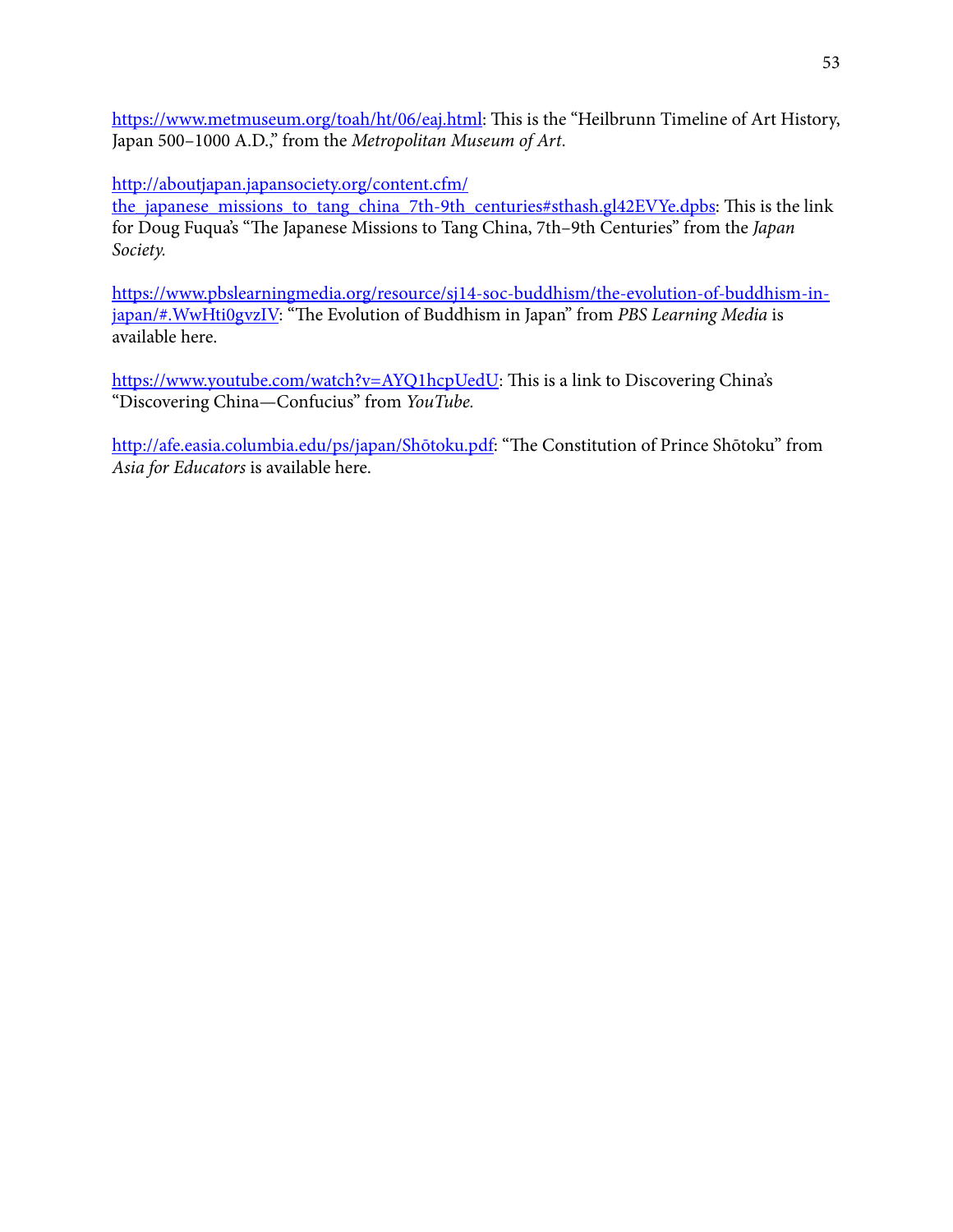https://www.metmuseum.org/toah/ht/06/eaj.html: This is the "Heilbrunn Timeline of Art History, Japan 500–1000 A.D.," from the *Metropolitan Museum of Art*.

http://aboutjapan.japansociety.org/content.cfm/the_japanese_missions_to_tang_china_7th-9th_centuries#sthash.gl42EVYe.dpbs: This is the link for Doug Fuqua's "The Japanese Missions to Tang China, 7th–9th Centuries" from the *Japan Society*.

https://www.pbslearningmedia.org/resource/sj14-soc-buddhism/the-evolution-of-buddhism-in-japan/#.WwHti0gvzIV: "The Evolution of Buddhism in Japan" from *PBS Learning Media* is available here.

https://www.youtube.com/watch?v=AYQ1hcpUedU: This is a link to Discovering China's "Discovering China—Confucius" from *YouTube*.

http://afe.easia.columbia.edu/ps/japan/Shōtoku.pdf: "The Constitution of Prince Shōtoku" from *Asia for Educators* is available here.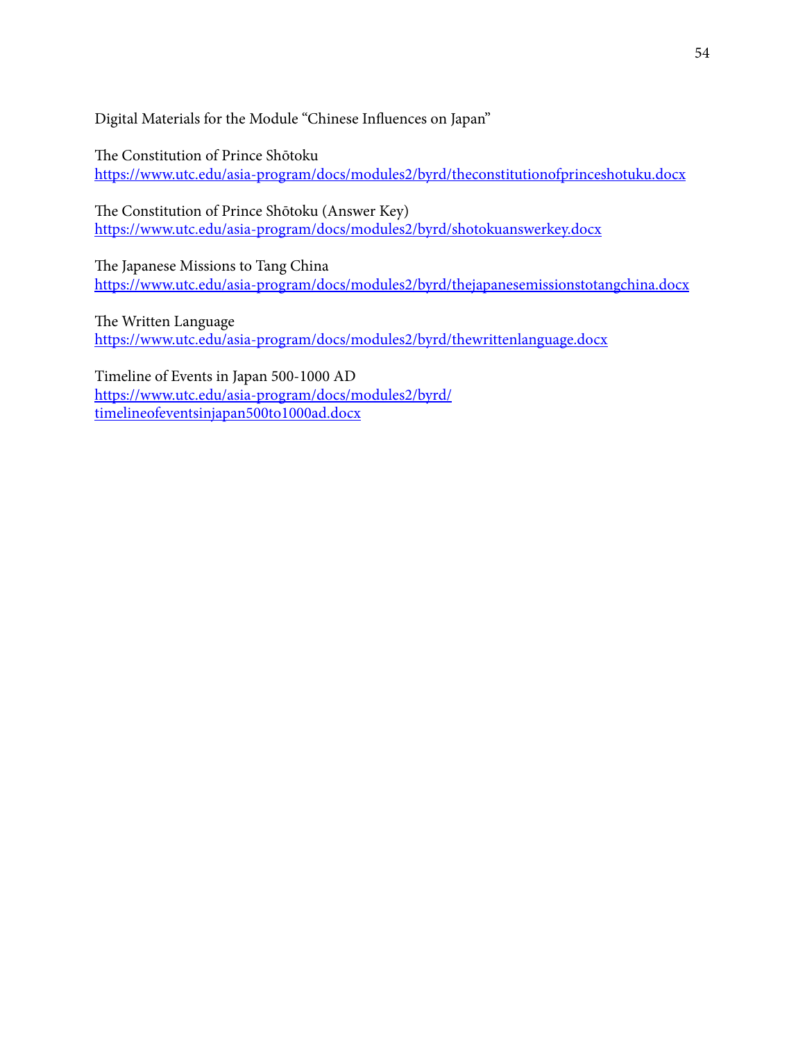Digital Materials for the Module "Chinese Influences on Japan"

The Constitution of Prince Shōtoku
https://www.utc.edu/asia-program/docs/modules2/byrd/theconstitutionofprinceshotuku.docx

The Constitution of Prince Shōtoku (Answer Key)
https://www.utc.edu/asia-program/docs/modules2/byrd/shotokuanswerkey.docx

The Japanese Missions to Tang China
https://www.utc.edu/asia-program/docs/modules2/byrd/thejapanesemissionstotangchina.docx

The Written Language
https://www.utc.edu/asia-program/docs/modules2/byrd/thewrittenlanguage.docx

Timeline of Events in Japan 500-1000 AD
https://www.utc.edu/asia-program/docs/modules2/byrd/timelineofeventsinjapan500to1000ad.docx